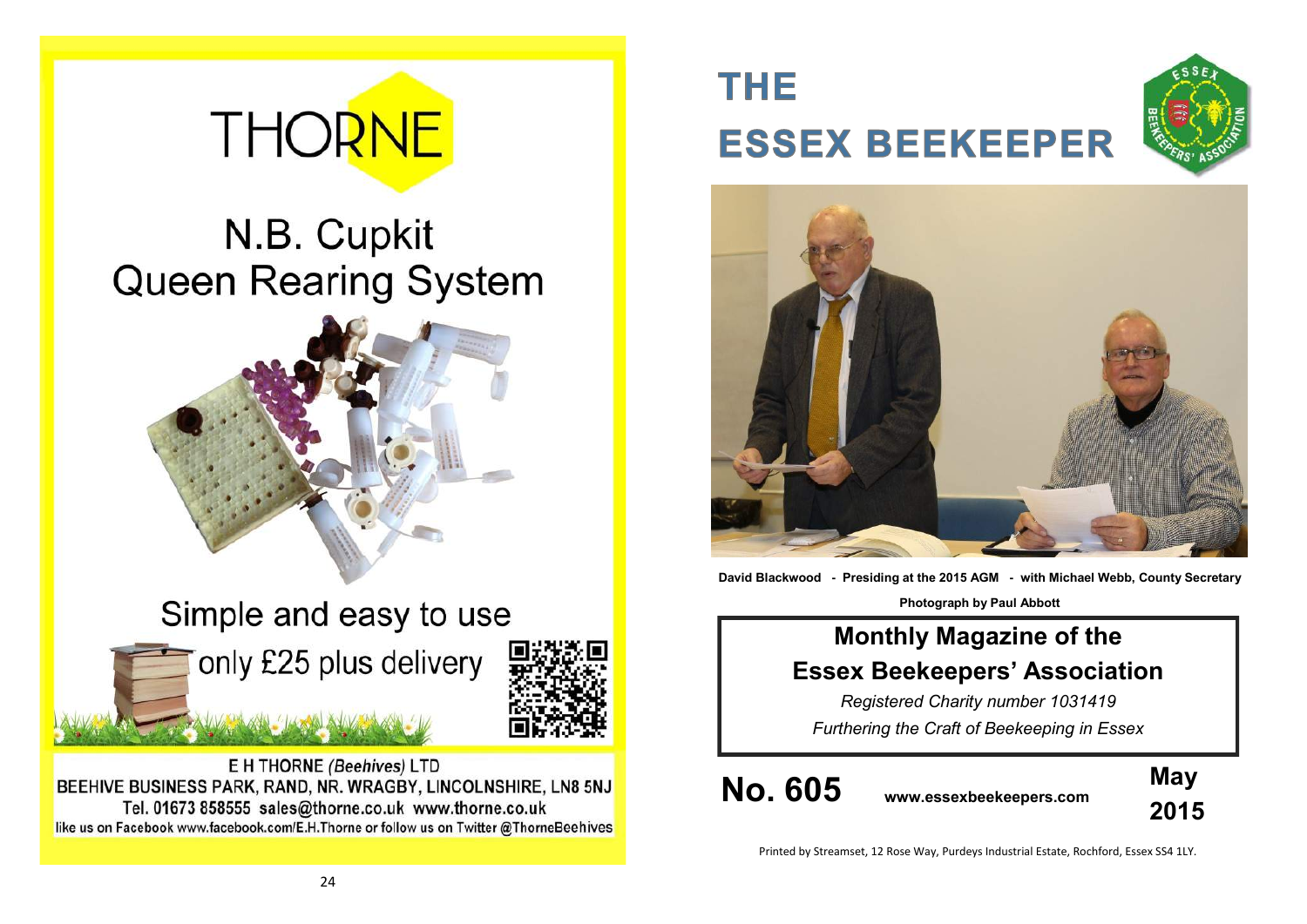# THORNE

## N.B. Cupkit Queen Rearing System

Simple and easy to use

only £25 plus delivery

E H THORNE *(Beehives)* LTD
BEEHIVE BUSINESS PARK, RAND, NR. WRAGBY, LINCOLNSHIRE, LN8 5NJ
Tel. 01673 858555 sales@thorne.co.uk www.thorne.co.uk
like us on Facebook www.facebook.com/E.H.Thorne or follow us on Twitter @ThorneBeehives

# THE ESSEX BEEKEEPER

**David Blackwood - Presiding at the 2015 AGM - with Michael Webb, County Secretary**

**Photograph by Paul Abbott**

## Monthly Magazine of the Essex Beekeepers' Association

*Registered Charity number 1031419*

*Furthering the Craft of Beekeeping in Essex*

**No. 605** **www.essexbeekeepers.com** **May 2015**

Printed by Streamset, 12 Rose Way, Purdeys Industrial Estate, Rochford, Essex SS4 1LY.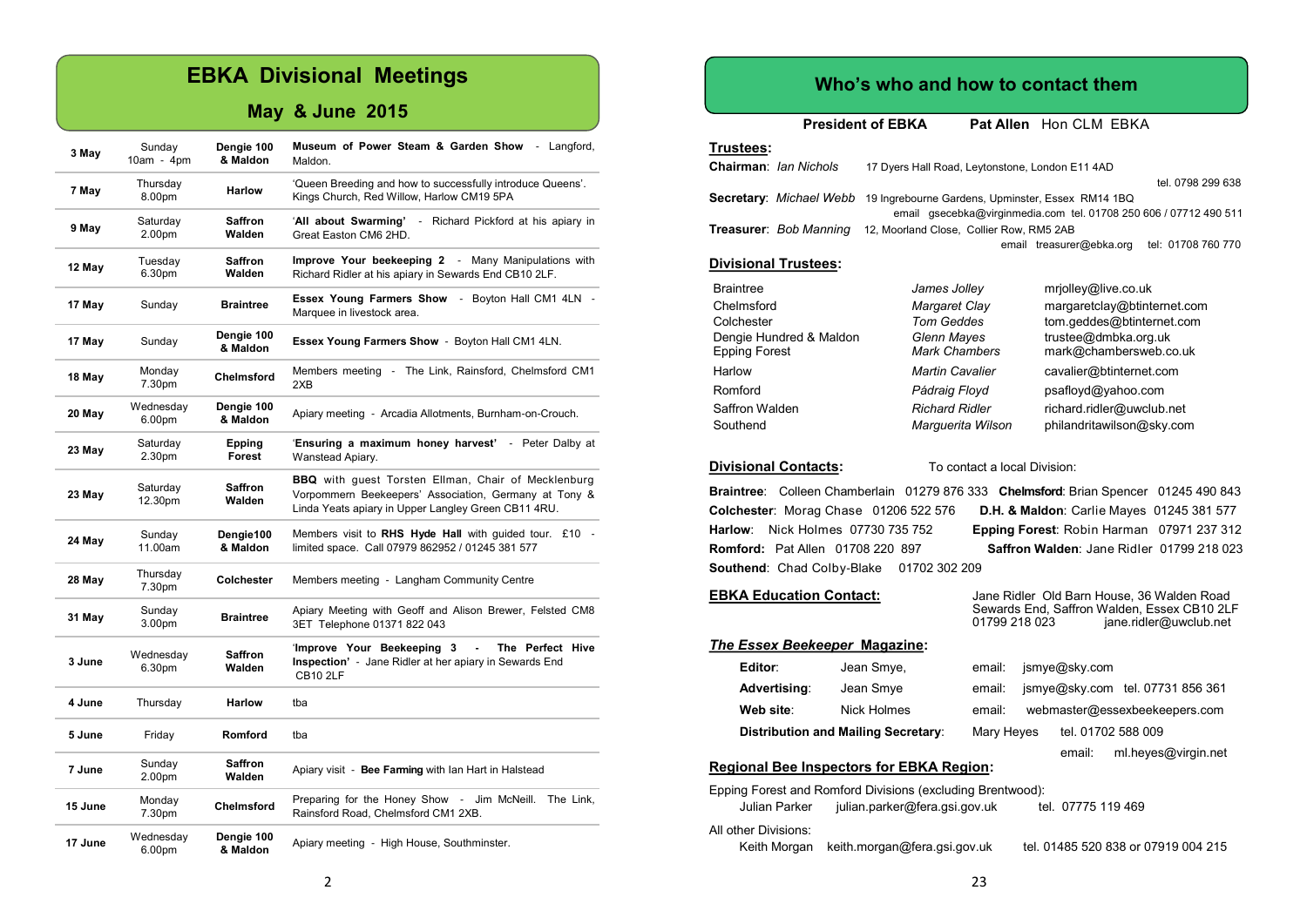# EBKA Divisional Meetings

## May & June 2015

| Date | Day/Time | Division | Event |
|---|---|---|---|
| **3 May** | Sunday 10am - 4pm | **Dengie 100 & Maldon** | **Museum of Power Steam & Garden Show** - Langford, Maldon. |
| **7 May** | Thursday 8.00pm | **Harlow** | 'Queen Breeding and how to successfully introduce Queens'. Kings Church, Red Willow, Harlow CM19 5PA |
| **9 May** | Saturday 2.00pm | **Saffron Walden** | '**All about Swarming**' - Richard Pickford at his apiary in Great Easton CM6 2HD. |
| **12 May** | Tuesday 6.30pm | **Saffron Walden** | **Improve Your beekeeping 2** - Many Manipulations with Richard Ridler at his apiary in Sewards End CB10 2LF. |
| **17 May** | Sunday | **Braintree** | **Essex Young Farmers Show** - Boyton Hall CM1 4LN - Marquee in livestock area. |
| **17 May** | Sunday | **Dengie 100 & Maldon** | **Essex Young Farmers Show** - Boyton Hall CM1 4LN. |
| **18 May** | Monday 7.30pm | **Chelmsford** | Members meeting - The Link, Rainsford, Chelmsford CM1 2XB |
| **20 May** | Wednesday 6.00pm | **Dengie 100 & Maldon** | Apiary meeting - Arcadia Allotments, Burnham-on-Crouch. |
| **23 May** | Saturday 2.30pm | **Epping Forest** | '**Ensuring a maximum honey harvest**' - Peter Dalby at Wanstead Apiary. |
| **23 May** | Saturday 12.30pm | **Saffron Walden** | **BBQ** with guest Torsten Ellman, Chair of Mecklenburg Vorpommern Beekeepers' Association, Germany at Tony & Linda Yeats apiary in Upper Langley Green CB11 4RU. |
| **24 May** | Sunday 11.00am | **Dengie100 & Maldon** | Members visit to **RHS Hyde Hall** with guided tour. £10 - limited space. Call 07979 862952 / 01245 381 577 |
| **28 May** | Thursday 7.30pm | **Colchester** | Members meeting - Langham Community Centre |
| **31 May** | Sunday 3.00pm | **Braintree** | Apiary Meeting with Geoff and Alison Brewer, Felsted CM8 3ET Telephone 01371 822 043 |
| **3 June** | Wednesday 6.30pm | **Saffron Walden** | '**Improve Your Beekeeping 3 - The Perfect Hive Inspection**' - Jane Ridler at her apiary in Sewards End CB10 2LF |
| **4 June** | Thursday | **Harlow** | tba |
| **5 June** | Friday | **Romford** | tba |
| **7 June** | Sunday 2.00pm | **Saffron Walden** | Apiary visit - **Bee Farming** with Ian Hart in Halstead |
| **15 June** | Monday 7.30pm | **Chelmsford** | Preparing for the Honey Show - Jim McNeill. The Link, Rainsford Road, Chelmsford CM1 2XB. |
| **17 June** | Wednesday 6.00pm | **Dengie 100 & Maldon** | Apiary meeting - High House, Southminster. |

# Who's who and how to contact them

**President of EBKA** **Pat Allen** Hon CLM EBKA

## Trustees:

**Chairman**: *Ian Nichols* 17 Dyers Hall Road, Leytonstone, London E11 4AD tel. 0798 299 638

**Secretary**: *Michael Webb* 19 Ingrebourne Gardens, Upminster, Essex RM14 1BQ email gsecebka@virginmedia.com tel. 01708 250 606 / 07712 490 511

**Treasurer**: *Bob Manning* 12, Moorland Close, Collier Row, RM5 2AB email treasurer@ebka.org tel: 01708 760 770

## Divisional Trustees:

| Division | Trustee | Email |
|---|---|---|
| Braintree | *James Jolley* | mrjolley@live.co.uk |
| Chelmsford | *Margaret Clay* | margaretclay@btinternet.com |
| Colchester | *Tom Geddes* | tom.geddes@btinternet.com |
| Dengie Hundred & Maldon | *Glenn Mayes* | trustee@dmbka.org.uk |
| Epping Forest | *Mark Chambers* | mark@chambersweb.co.uk |
| Harlow | *Martin Cavalier* | cavalier@btinternet.com |
| Romford | *Pádraig Floyd* | psafloyd@yahoo.com |
| Saffron Walden | *Richard Ridler* | richard.ridler@uwclub.net |
| Southend | *Marguerita Wilson* | philandritawilson@sky.com |

## Divisional Contacts:

To contact a local Division:

**Braintree**: Colleen Chamberlain 01279 876 333
**Chelmsford**: Brian Spencer 01245 490 843
**Colchester**: Morag Chase 01206 522 576
**D.H. & Maldon**: Carlie Mayes 01245 381 577
**Harlow**: Nick Holmes 07730 735 752
**Epping Forest**: Robin Harman 07971 237 312
**Romford:** Pat Allen 01708 220 897
**Saffron Walden**: Jane Ridler 01799 218 023
**Southend**: Chad Colby-Blake 01702 302 209

## EBKA Education Contact:

Jane Ridler Old Barn House, 36 Walden Road Sewards End, Saffron Walden, Essex CB10 2LF
01799 218 023 jane.ridler@uwclub.net

## *The Essex Beekeeper* Magazine:

**Editor**: Jean Smye, email: jsmye@sky.com
**Advertising**: Jean Smye email: jsmye@sky.com tel. 07731 856 361
**Web site**: Nick Holmes email: webmaster@essexbeekeepers.com
**Distribution and Mailing Secretary**: Mary Heyes tel. 01702 588 009 email: ml.heyes@virgin.net

## Regional Bee Inspectors for EBKA Region:

Epping Forest and Romford Divisions (excluding Brentwood):
Julian Parker julian.parker@fera.gsi.gov.uk tel. 07775 119 469

All other Divisions:
Keith Morgan keith.morgan@fera.gsi.gov.uk tel. 01485 520 838 or 07919 004 215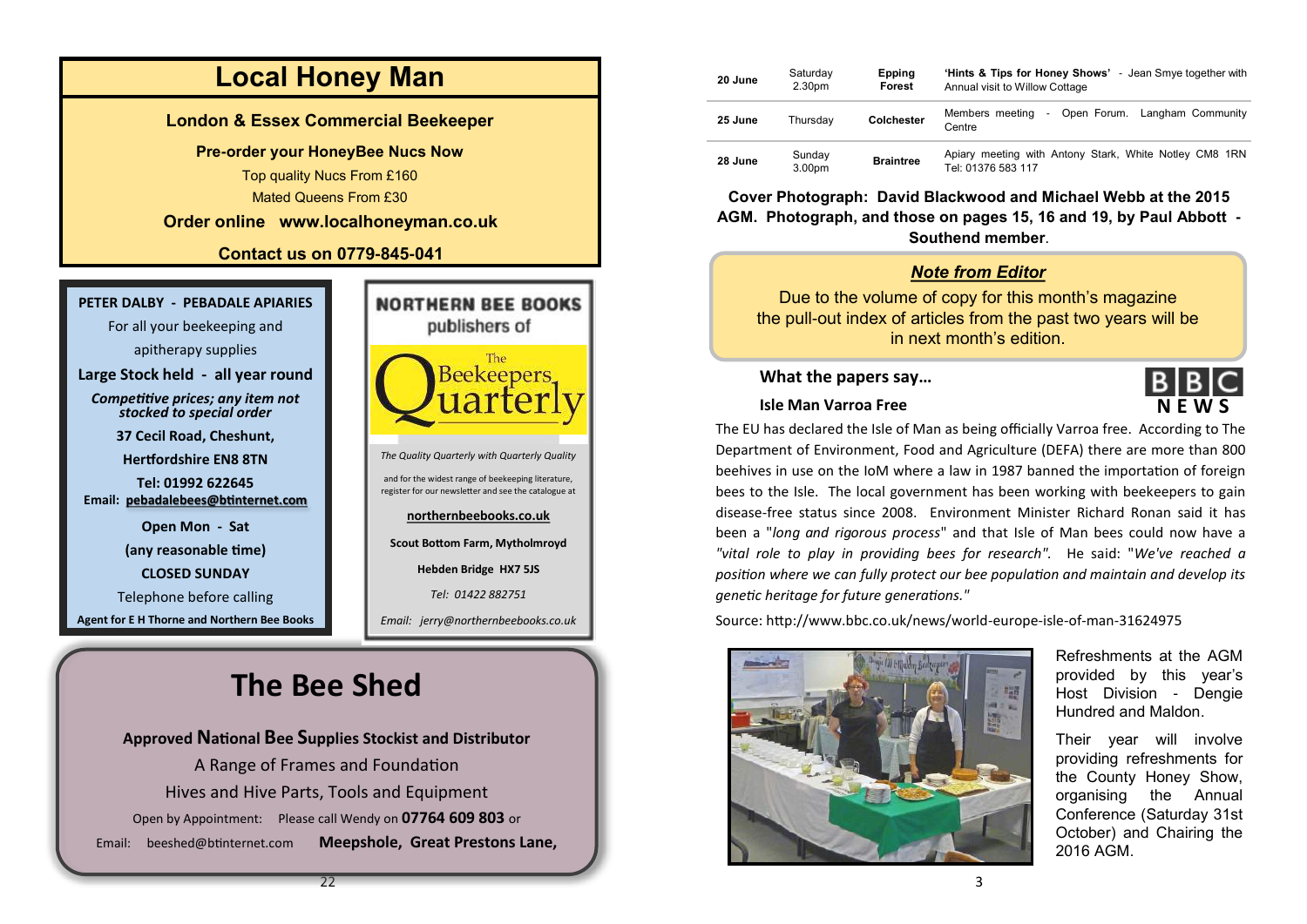# Local Honey Man

**London & Essex Commercial Beekeeper**

**Pre-order your HoneyBee Nucs Now**

Top quality Nucs From £160

Mated Queens From £30

**Order online www.localhoneyman.co.uk**

**Contact us on 0779-845-041**

---

**PETER DALBY - PEBADALE APIARIES**

For all your beekeeping and apitherapy supplies

**Large Stock held - all year round**

***Competitive prices; any item not stocked to special order***

**37 Cecil Road, Cheshunt,**

**Hertfordshire EN8 8TN**

**Tel: 01992 622645**

**Email: pebadalebees@btinternet.com**

**Open Mon - Sat**

**(any reasonable time)**

**CLOSED SUNDAY**

Telephone before calling

**Agent for E H Thorne and Northern Bee Books**

---

**NORTHERN BEE BOOKS**

publishers of

The Beekeepers Quarterly

*The Quality Quarterly with Quarterly Quality*

and for the widest range of beekeeping literature, register for our newsletter and see the catalogue at

**northernbeebooks.co.uk**

**Scout Bottom Farm, Mytholmroyd**

**Hebden Bridge HX7 5JS**

*Tel: 01422 882751*

*Email: jerry@northernbeebooks.co.uk*

---

# The Bee Shed

**Approved National Bee Supplies Stockist and Distributor**

A Range of Frames and Foundation

Hives and Hive Parts, Tools and Equipment

Open by Appointment: Please call Wendy on **07764 609 803** or

Email: beeshed@btinternet.com **Meepshole, Great Prestons Lane,**

---

| | | | |
|---|---|---|---|
| **20 June** | Saturday 2.30pm | **Epping Forest** | **'Hints & Tips for Honey Shows'** - Jean Smye together with Annual visit to Willow Cottage |
| **25 June** | Thursday | **Colchester** | Members meeting - Open Forum. Langham Community Centre |
| **28 June** | Sunday 3.00pm | **Braintree** | Apiary meeting with Antony Stark, White Notley CM8 1RN Tel: 01376 583 117 |

**Cover Photograph: David Blackwood and Michael Webb at the 2015 AGM. Photograph, and those on pages 15, 16 and 19, by Paul Abbott - Southend member**.

***Note from Editor***

Due to the volume of copy for this month's magazine the pull-out index of articles from the past two years will be in next month's edition.

**What the papers say…**

**Isle Man Varroa Free**

BBC NEWS

The EU has declared the Isle of Man as being officially Varroa free. According to The Department of Environment, Food and Agriculture (DEFA) there are more than 800 beehives in use on the IoM where a law in 1987 banned the importation of foreign bees to the Isle. The local government has been working with beekeepers to gain disease-free status since 2008. Environment Minister Richard Ronan said it has been a "*long and rigorous process*" and that Isle of Man bees could now have a *"vital role to play in providing bees for research".* He said: "*We've reached a position where we can fully protect our bee population and maintain and develop its genetic heritage for future generations."*

Source: http://www.bbc.co.uk/news/world-europe-isle-of-man-31624975

Refreshments at the AGM provided by this year's Host Division - Dengie Hundred and Maldon.

Their year will involve providing refreshments for the County Honey Show, organising the Annual Conference (Saturday 31st October) and Chairing the 2016 AGM.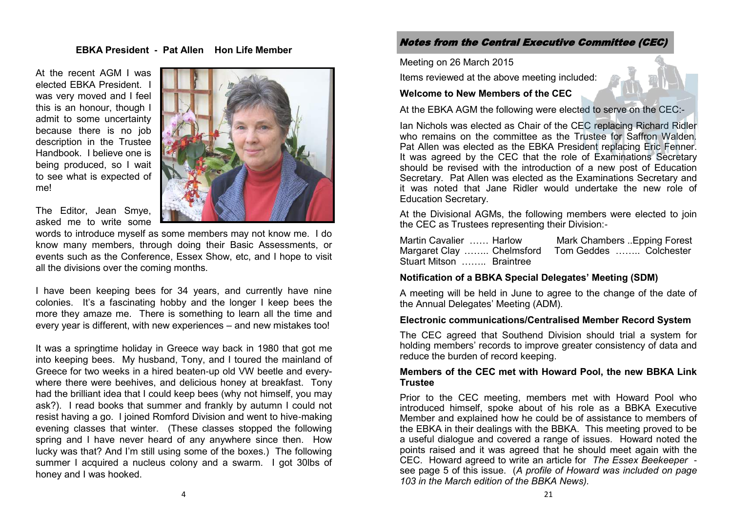## EBKA President - Pat Allen Hon Life Member

At the recent AGM I was elected EBKA President. I was very moved and I feel this is an honour, though I admit to some uncertainty because there is no job description in the Trustee Handbook. I believe one is being produced, so I wait to see what is expected of me!

The Editor, Jean Smye, asked me to write some words to introduce myself as some members may not know me. I do know many members, through doing their Basic Assessments, or events such as the Conference, Essex Show, etc, and I hope to visit all the divisions over the coming months.

I have been keeping bees for 34 years, and currently have nine colonies. It's a fascinating hobby and the longer I keep bees the more they amaze me. There is something to learn all the time and every year is different, with new experiences – and new mistakes too!

It was a springtime holiday in Greece way back in 1980 that got me into keeping bees. My husband, Tony, and I toured the mainland of Greece for two weeks in a hired beaten-up old VW beetle and everywhere there were beehives, and delicious honey at breakfast. Tony had the brilliant idea that I could keep bees (why not himself, you may ask?). I read books that summer and frankly by autumn I could not resist having a go. I joined Romford Division and went to hive-making evening classes that winter. (These classes stopped the following spring and I have never heard of any anywhere since then. How lucky was that? And I'm still using some of the boxes.) The following summer I acquired a nucleus colony and a swarm. I got 30lbs of honey and I was hooked.

## *Notes from the Central Executive Committee (CEC)*

Meeting on 26 March 2015

Items reviewed at the above meeting included:

### Welcome to New Members of the CEC

At the EBKA AGM the following were elected to serve on the CEC:-

Ian Nichols was elected as Chair of the CEC replacing Richard Ridler who remains on the committee as the Trustee for Saffron Walden. Pat Allen was elected as the EBKA President replacing Eric Fenner. It was agreed by the CEC that the role of Examinations Secretary should be revised with the introduction of a new post of Education Secretary. Pat Allen was elected as the Examinations Secretary and it was noted that Jane Ridler would undertake the new role of Education Secretary.

At the Divisional AGMs, the following members were elected to join the CEC as Trustees representing their Division:-

Martin Cavalier …… Harlow
Mark Chambers ..Epping Forest
Margaret Clay …….. Chelmsford
Tom Geddes …….. Colchester
Stuart Mitson …….. Braintree

### Notification of a BBKA Special Delegates' Meeting (SDM)

A meeting will be held in June to agree to the change of the date of the Annual Delegates' Meeting (ADM).

### Electronic communications/Centralised Member Record System

The CEC agreed that Southend Division should trial a system for holding members' records to improve greater consistency of data and reduce the burden of record keeping.

### Members of the CEC met with Howard Pool, the new BBKA Link Trustee

Prior to the CEC meeting, members met with Howard Pool who introduced himself, spoke about of his role as a BBKA Executive Member and explained how he could be of assistance to members of the EBKA in their dealings with the BBKA. This meeting proved to be a useful dialogue and covered a range of issues. Howard noted the points raised and it was agreed that he should meet again with the CEC. Howard agreed to write an article for *The Essex Beekeeper* - see page 5 of this issue. (*A profile of Howard was included on page 103 in the March edition of the BBKA News).*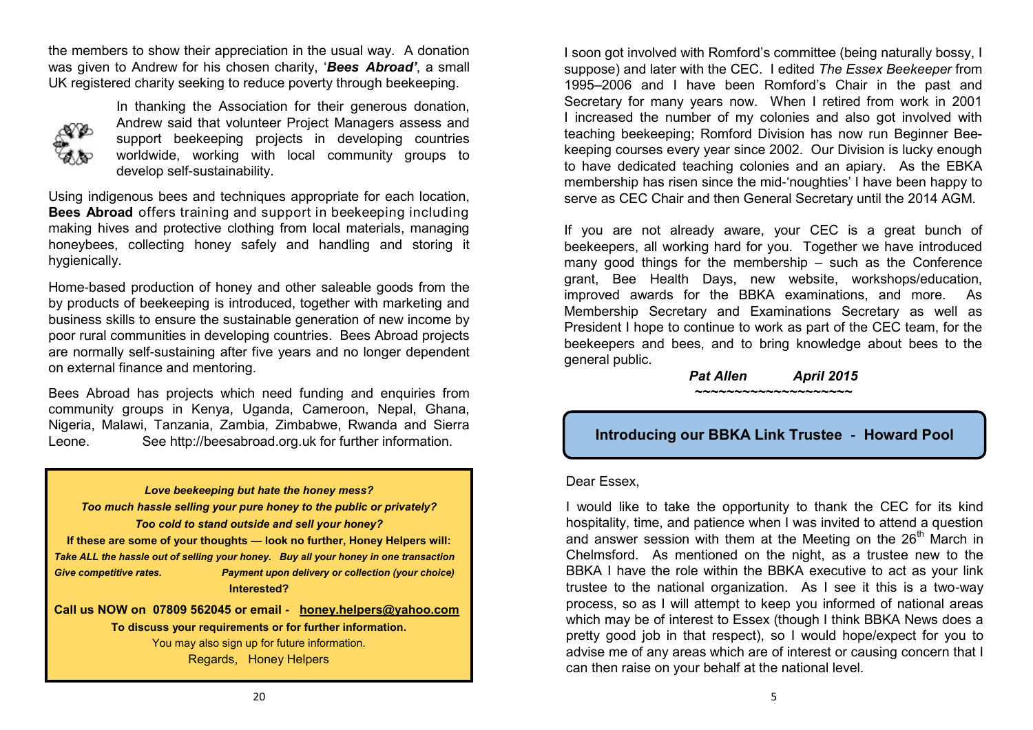the members to show their appreciation in the usual way. A donation was given to Andrew for his chosen charity, '***Bees Abroad'***, a small UK registered charity seeking to reduce poverty through beekeeping.

In thanking the Association for their generous donation, Andrew said that volunteer Project Managers assess and support beekeeping projects in developing countries worldwide, working with local community groups to develop self-sustainability.

Using indigenous bees and techniques appropriate for each location, **Bees Abroad** offers training and support in beekeeping including making hives and protective clothing from local materials, managing honeybees, collecting honey safely and handling and storing it hygienically.

Home-based production of honey and other saleable goods from the by products of beekeeping is introduced, together with marketing and business skills to ensure the sustainable generation of new income by poor rural communities in developing countries. Bees Abroad projects are normally self-sustaining after five years and no longer dependent on external finance and mentoring.

Bees Abroad has projects which need funding and enquiries from community groups in Kenya, Uganda, Cameroon, Nepal, Ghana, Nigeria, Malawi, Tanzania, Zambia, Zimbabwe, Rwanda and Sierra Leone. See http://beesabroad.org.uk for further information.

***Love beekeeping but hate the honey mess?***
***Too much hassle selling your pure honey to the public or privately?***
***Too cold to stand outside and sell your honey?***
**If these are some of your thoughts — look no further, Honey Helpers will:**
***Take ALL the hassle out of selling your honey. Buy all your honey in one transaction***
***Give competitive rates. Payment upon delivery or collection (your choice)***
**Interested?**
**Call us NOW on 07809 562045 or email - honey.helpers@yahoo.com**
**To discuss your requirements or for further information.**
You may also sign up for future information.
Regards, Honey Helpers

I soon got involved with Romford's committee (being naturally bossy, I suppose) and later with the CEC. I edited *The Essex Beekeeper* from 1995–2006 and I have been Romford's Chair in the past and Secretary for many years now. When I retired from work in 2001 I increased the number of my colonies and also got involved with teaching beekeeping; Romford Division has now run Beginner Bee-keeping courses every year since 2002. Our Division is lucky enough to have dedicated teaching colonies and an apiary. As the EBKA membership has risen since the mid-'noughties' I have been happy to serve as CEC Chair and then General Secretary until the 2014 AGM.

If you are not already aware, your CEC is a great bunch of beekeepers, all working hard for you. Together we have introduced many good things for the membership – such as the Conference grant, Bee Health Days, new website, workshops/education, improved awards for the BBKA examinations, and more. As Membership Secretary and Examinations Secretary as well as President I hope to continue to work as part of the CEC team, for the beekeepers and bees, and to bring knowledge about bees to the general public.

***Pat Allen April 2015***

~~~~~~~~~~~~~~~~~~~~

## Introducing our BBKA Link Trustee - Howard Pool

Dear Essex,

I would like to take the opportunity to thank the CEC for its kind hospitality, time, and patience when I was invited to attend a question and answer session with them at the Meeting on the 26th March in Chelmsford. As mentioned on the night, as a trustee new to the BBKA I have the role within the BBKA executive to act as your link trustee to the national organization. As I see it this is a two-way process, so as I will attempt to keep you informed of national areas which may be of interest to Essex (though I think BBKA News does a pretty good job in that respect), so I would hope/expect for you to advise me of any areas which are of interest or causing concern that I can then raise on your behalf at the national level.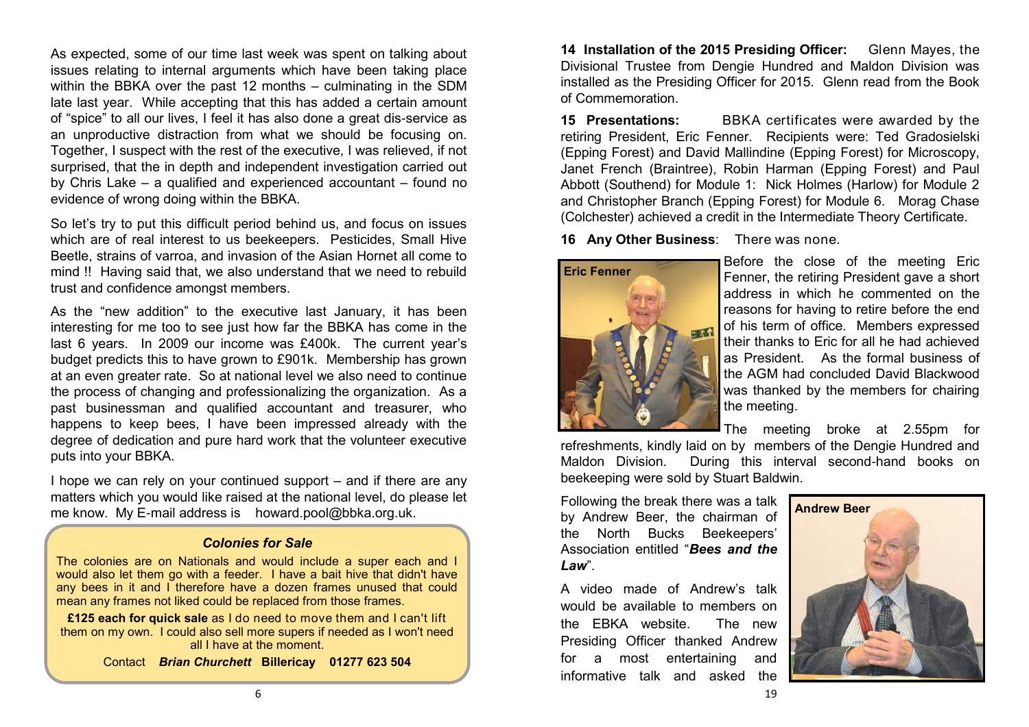As expected, some of our time last week was spent on talking about issues relating to internal arguments which have been taking place within the BBKA over the past 12 months – culminating in the SDM late last year. While accepting that this has added a certain amount of "spice" to all our lives, I feel it has also done a great dis-service as an unproductive distraction from what we should be focusing on. Together, I suspect with the rest of the executive, I was relieved, if not surprised, that the in depth and independent investigation carried out by Chris Lake – a qualified and experienced accountant – found no evidence of wrong doing within the BBKA.

So let's try to put this difficult period behind us, and focus on issues which are of real interest to us beekeepers. Pesticides, Small Hive Beetle, strains of varroa, and invasion of the Asian Hornet all come to mind !! Having said that, we also understand that we need to rebuild trust and confidence amongst members.

As the "new addition" to the executive last January, it has been interesting for me too to see just how far the BBKA has come in the last 6 years. In 2009 our income was £400k. The current year's budget predicts this to have grown to £901k. Membership has grown at an even greater rate. So at national level we also need to continue the process of changing and professionalizing the organization. As a past businessman and qualified accountant and treasurer, who happens to keep bees, I have been impressed already with the degree of dedication and pure hard work that the volunteer executive puts into your BBKA.

I hope we can rely on your continued support – and if there are any matters which you would like raised at the national level, do please let me know. My E-mail address is howard.pool@bbka.org.uk.

### *Colonies for Sale*

The colonies are on Nationals and would include a super each and I would also let them go with a feeder. I have a bait hive that didn't have any bees in it and I therefore have a dozen frames unused that could mean any frames not liked could be replaced from those frames.

**£125 each for quick sale** as I do need to move them and I can't lift them on my own. I could also sell more supers if needed as I won't need all I have at the moment.

Contact *Brian Churchett* **Billericay 01277 623 504**

**14 Installation of the 2015 Presiding Officer:** Glenn Mayes, the Divisional Trustee from Dengie Hundred and Maldon Division was installed as the Presiding Officer for 2015. Glenn read from the Book of Commemoration.

**15 Presentations:** BBKA certificates were awarded by the retiring President, Eric Fenner. Recipients were: Ted Gradosielski (Epping Forest) and David Mallindine (Epping Forest) for Microscopy, Janet French (Braintree), Robin Harman (Epping Forest) and Paul Abbott (Southend) for Module 1: Nick Holmes (Harlow) for Module 2 and Christopher Branch (Epping Forest) for Module 6. Morag Chase (Colchester) achieved a credit in the Intermediate Theory Certificate.

**16 Any Other Business**: There was none.

**Eric Fenner**

Before the close of the meeting Eric Fenner, the retiring President gave a short address in which he commented on the reasons for having to retire before the end of his term of office. Members expressed their thanks to Eric for all he had achieved as President. As the formal business of the AGM had concluded David Blackwood was thanked by the members for chairing the meeting.

The meeting broke at 2.55pm for refreshments, kindly laid on by members of the Dengie Hundred and Maldon Division. During this interval second-hand books on beekeeping were sold by Stuart Baldwin.

Following the break there was a talk by Andrew Beer, the chairman of the North Bucks Beekeepers' Association entitled "***Bees and the Law***".

**Andrew Beer**

A video made of Andrew's talk would be available to members on the EBKA website. The new Presiding Officer thanked Andrew for a most entertaining and informative talk and asked the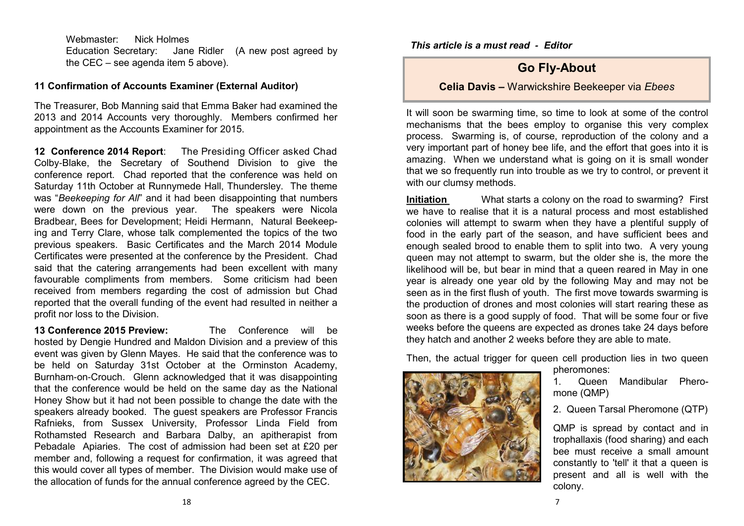Webmaster: Nick Holmes
Education Secretary: Jane Ridler (A new post agreed by the CEC – see agenda item 5 above).

**11 Confirmation of Accounts Examiner (External Auditor)**

The Treasurer, Bob Manning said that Emma Baker had examined the 2013 and 2014 Accounts very thoroughly. Members confirmed her appointment as the Accounts Examiner for 2015.

**12 Conference 2014 Report**: The Presiding Officer asked Chad Colby-Blake, the Secretary of Southend Division to give the conference report. Chad reported that the conference was held on Saturday 11th October at Runnymede Hall, Thundersley. The theme was "*Beekeeping for All*" and it had been disappointing that numbers were down on the previous year. The speakers were Nicola Bradbear, Bees for Development; Heidi Hermann, Natural Beekeeping and Terry Clare, whose talk complemented the topics of the two previous speakers. Basic Certificates and the March 2014 Module Certificates were presented at the conference by the President. Chad said that the catering arrangements had been excellent with many favourable compliments from members. Some criticism had been received from members regarding the cost of admission but Chad reported that the overall funding of the event had resulted in neither a profit nor loss to the Division.

**13 Conference 2015 Preview:** The Conference will be hosted by Dengie Hundred and Maldon Division and a preview of this event was given by Glenn Mayes. He said that the conference was to be held on Saturday 31st October at the Orminston Academy, Burnham-on-Crouch. Glenn acknowledged that it was disappointing that the conference would be held on the same day as the National Honey Show but it had not been possible to change the date with the speakers already booked. The guest speakers are Professor Francis Rafnieks, from Sussex University, Professor Linda Field from Rothamsted Research and Barbara Dalby, an apitherapist from Pebadale Apiaries. The cost of admission had been set at £20 per member and, following a request for confirmation, it was agreed that this would cover all types of member. The Division would make use of the allocation of funds for the annual conference agreed by the CEC.

***This article is a must read - Editor***

## Go Fly-About

**Celia Davis –** Warwickshire Beekeeper via *Ebees*

It will soon be swarming time, so time to look at some of the control mechanisms that the bees employ to organise this very complex process. Swarming is, of course, reproduction of the colony and a very important part of honey bee life, and the effort that goes into it is amazing. When we understand what is going on it is small wonder that we so frequently run into trouble as we try to control, or prevent it with our clumsy methods.

**Initiation** What starts a colony on the road to swarming? First we have to realise that it is a natural process and most established colonies will attempt to swarm when they have a plentiful supply of food in the early part of the season, and have sufficient bees and enough sealed brood to enable them to split into two. A very young queen may not attempt to swarm, but the older she is, the more the likelihood will be, but bear in mind that a queen reared in May in one year is already one year old by the following May and may not be seen as in the first flush of youth. The first move towards swarming is the production of drones and most colonies will start rearing these as soon as there is a good supply of food. That will be some four or five weeks before the queens are expected as drones take 24 days before they hatch and another 2 weeks before they are able to mate.

Then, the actual trigger for queen cell production lies in two queen pheromones:

1. Queen Mandibular Pheromone (QMP)
2. Queen Tarsal Pheromone (QTP)

QMP is spread by contact and in trophallaxis (food sharing) and each bee must receive a small amount constantly to 'tell' it that a queen is present and all is well with the colony.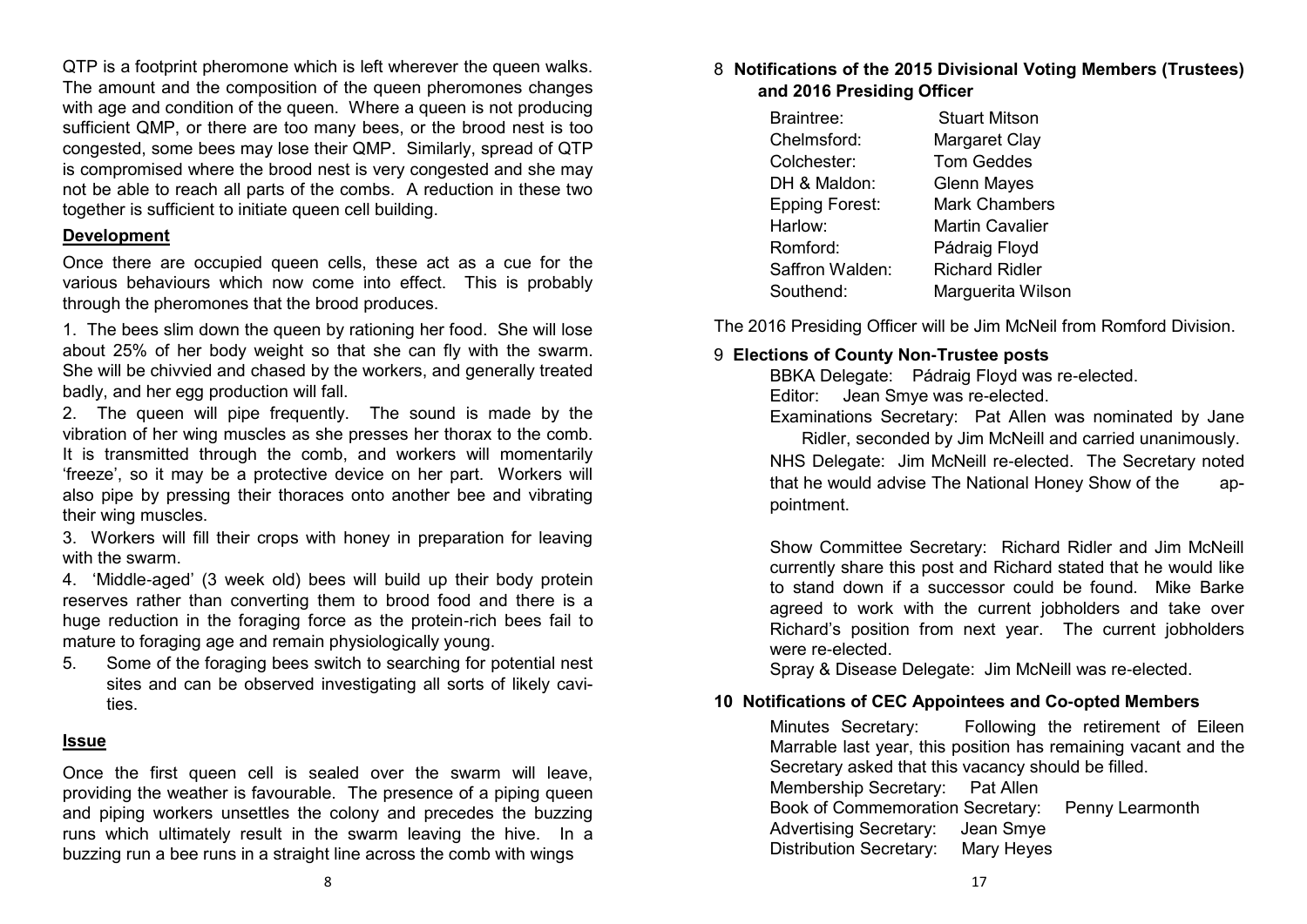QTP is a footprint pheromone which is left wherever the queen walks. The amount and the composition of the queen pheromones changes with age and condition of the queen. Where a queen is not producing sufficient QMP, or there are too many bees, or the brood nest is too congested, some bees may lose their QMP. Similarly, spread of QTP is compromised where the brood nest is very congested and she may not be able to reach all parts of the combs. A reduction in these two together is sufficient to initiate queen cell building.

**Development**

Once there are occupied queen cells, these act as a cue for the various behaviours which now come into effect. This is probably through the pheromones that the brood produces.

1. The bees slim down the queen by rationing her food. She will lose about 25% of her body weight so that she can fly with the swarm. She will be chivvied and chased by the workers, and generally treated badly, and her egg production will fall.
2. The queen will pipe frequently. The sound is made by the vibration of her wing muscles as she presses her thorax to the comb. It is transmitted through the comb, and workers will momentarily 'freeze', so it may be a protective device on her part. Workers will also pipe by pressing their thoraces onto another bee and vibrating their wing muscles.
3. Workers will fill their crops with honey in preparation for leaving with the swarm.
4. 'Middle-aged' (3 week old) bees will build up their body protein reserves rather than converting them to brood food and there is a huge reduction in the foraging force as the protein-rich bees fail to mature to foraging age and remain physiologically young.
5. Some of the foraging bees switch to searching for potential nest sites and can be observed investigating all sorts of likely cavities.

**Issue**

Once the first queen cell is sealed over the swarm will leave, providing the weather is favourable. The presence of a piping queen and piping workers unsettles the colony and precedes the buzzing runs which ultimately result in the swarm leaving the hive. In a buzzing run a bee runs in a straight line across the comb with wings

8 **Notifications of the 2015 Divisional Voting Members (Trustees) and 2016 Presiding Officer**

| | |
|---|---|
| Braintree: | Stuart Mitson |
| Chelmsford: | Margaret Clay |
| Colchester: | Tom Geddes |
| DH & Maldon: | Glenn Mayes |
| Epping Forest: | Mark Chambers |
| Harlow: | Martin Cavalier |
| Romford: | Pádraig Floyd |
| Saffron Walden: | Richard Ridler |
| Southend: | Marguerita Wilson |

The 2016 Presiding Officer will be Jim McNeil from Romford Division.

9 **Elections of County Non-Trustee posts**

BBKA Delegate: Pádraig Floyd was re-elected.

Editor: Jean Smye was re-elected.

Examinations Secretary: Pat Allen was nominated by Jane Ridler, seconded by Jim McNeill and carried unanimously.

NHS Delegate: Jim McNeill re-elected. The Secretary noted that he would advise The National Honey Show of the appointment.

Show Committee Secretary: Richard Ridler and Jim McNeill currently share this post and Richard stated that he would like to stand down if a successor could be found. Mike Barke agreed to work with the current jobholders and take over Richard's position from next year. The current jobholders were re-elected.

Spray & Disease Delegate: Jim McNeill was re-elected.

**10 Notifications of CEC Appointees and Co-opted Members**

Minutes Secretary: Following the retirement of Eileen Marrable last year, this position has remaining vacant and the Secretary asked that this vacancy should be filled.

Membership Secretary: Pat Allen

Book of Commemoration Secretary: Penny Learmonth

Advertising Secretary: Jean Smye

Distribution Secretary: Mary Heyes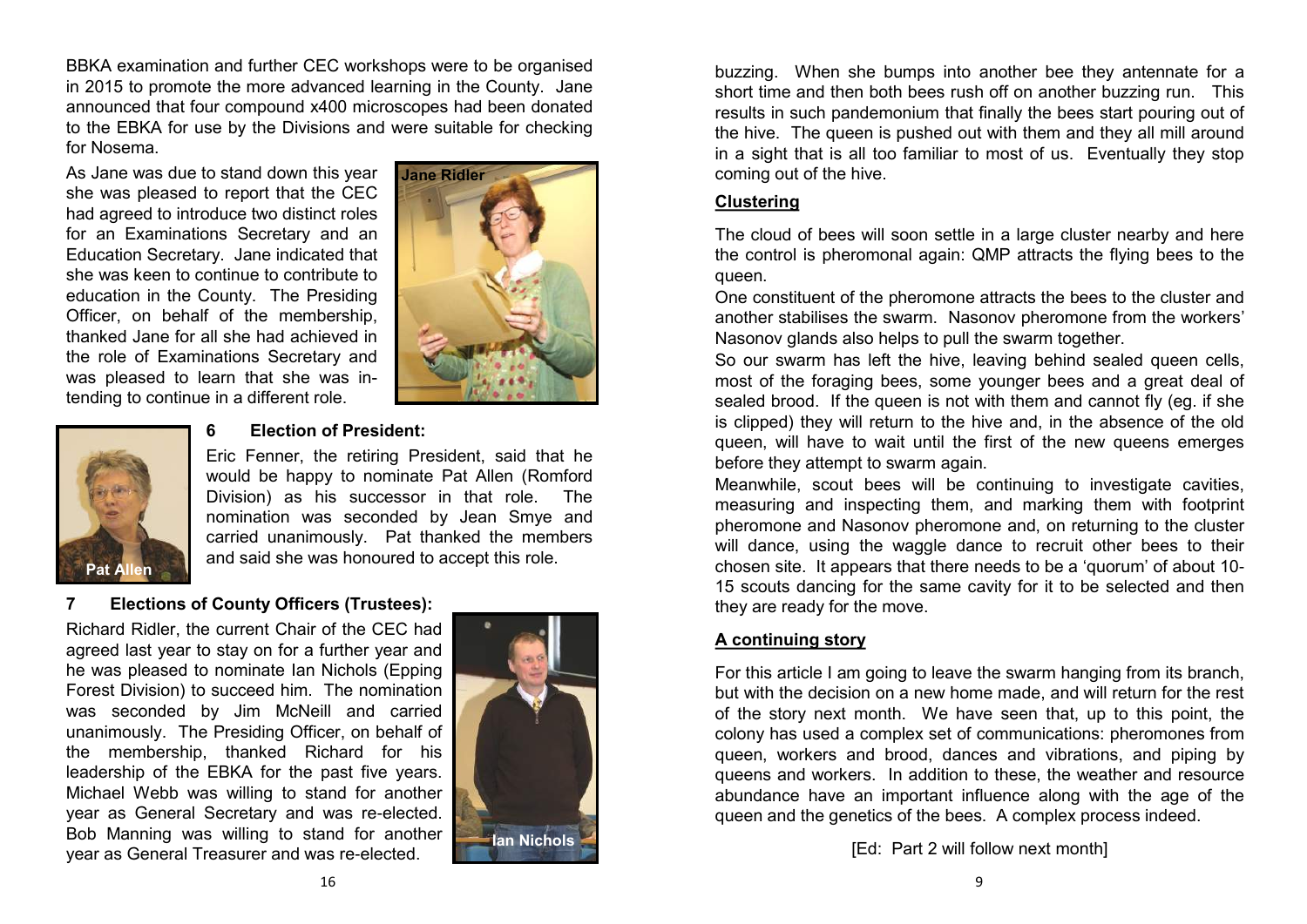BBKA examination and further CEC workshops were to be organised in 2015 to promote the more advanced learning in the County. Jane announced that four compound x400 microscopes had been donated to the EBKA for use by the Divisions and were suitable for checking for Nosema.

As Jane was due to stand down this year she was pleased to report that the CEC had agreed to introduce two distinct roles for an Examinations Secretary and an Education Secretary. Jane indicated that she was keen to continue to contribute to education in the County. The Presiding Officer, on behalf of the membership, thanked Jane for all she had achieved in the role of Examinations Secretary and was pleased to learn that she was intending to continue in a different role.

Jane Ridler

### 6 Election of President:

Eric Fenner, the retiring President, said that he would be happy to nominate Pat Allen (Romford Division) as his successor in that role. The nomination was seconded by Jean Smye and carried unanimously. Pat thanked the members and said she was honoured to accept this role.

Pat Allen

### 7 Elections of County Officers (Trustees):

Richard Ridler, the current Chair of the CEC had agreed last year to stay on for a further year and he was pleased to nominate Ian Nichols (Epping Forest Division) to succeed him. The nomination was seconded by Jim McNeill and carried unanimously. The Presiding Officer, on behalf of the membership, thanked Richard for his leadership of the EBKA for the past five years. Michael Webb was willing to stand for another year as General Secretary and was re-elected. Bob Manning was willing to stand for another year as General Treasurer and was re-elected.

Ian Nichols

buzzing. When she bumps into another bee they antennate for a short time and then both bees rush off on another buzzing run. This results in such pandemonium that finally the bees start pouring out of the hive. The queen is pushed out with them and they all mill around in a sight that is all too familiar to most of us. Eventually they stop coming out of the hive.

**Clustering**

The cloud of bees will soon settle in a large cluster nearby and here the control is pheromonal again: QMP attracts the flying bees to the queen.

One constituent of the pheromone attracts the bees to the cluster and another stabilises the swarm. Nasonov pheromone from the workers' Nasonov glands also helps to pull the swarm together.

So our swarm has left the hive, leaving behind sealed queen cells, most of the foraging bees, some younger bees and a great deal of sealed brood. If the queen is not with them and cannot fly (eg. if she is clipped) they will return to the hive and, in the absence of the old queen, will have to wait until the first of the new queens emerges before they attempt to swarm again.

Meanwhile, scout bees will be continuing to investigate cavities, measuring and inspecting them, and marking them with footprint pheromone and Nasonov pheromone and, on returning to the cluster will dance, using the waggle dance to recruit other bees to their chosen site. It appears that there needs to be a 'quorum' of about 10-15 scouts dancing for the same cavity for it to be selected and then they are ready for the move.

**A continuing story**

For this article I am going to leave the swarm hanging from its branch, but with the decision on a new home made, and will return for the rest of the story next month. We have seen that, up to this point, the colony has used a complex set of communications: pheromones from queen, workers and brood, dances and vibrations, and piping by queens and workers. In addition to these, the weather and resource abundance have an important influence along with the age of the queen and the genetics of the bees. A complex process indeed.

[Ed: Part 2 will follow next month]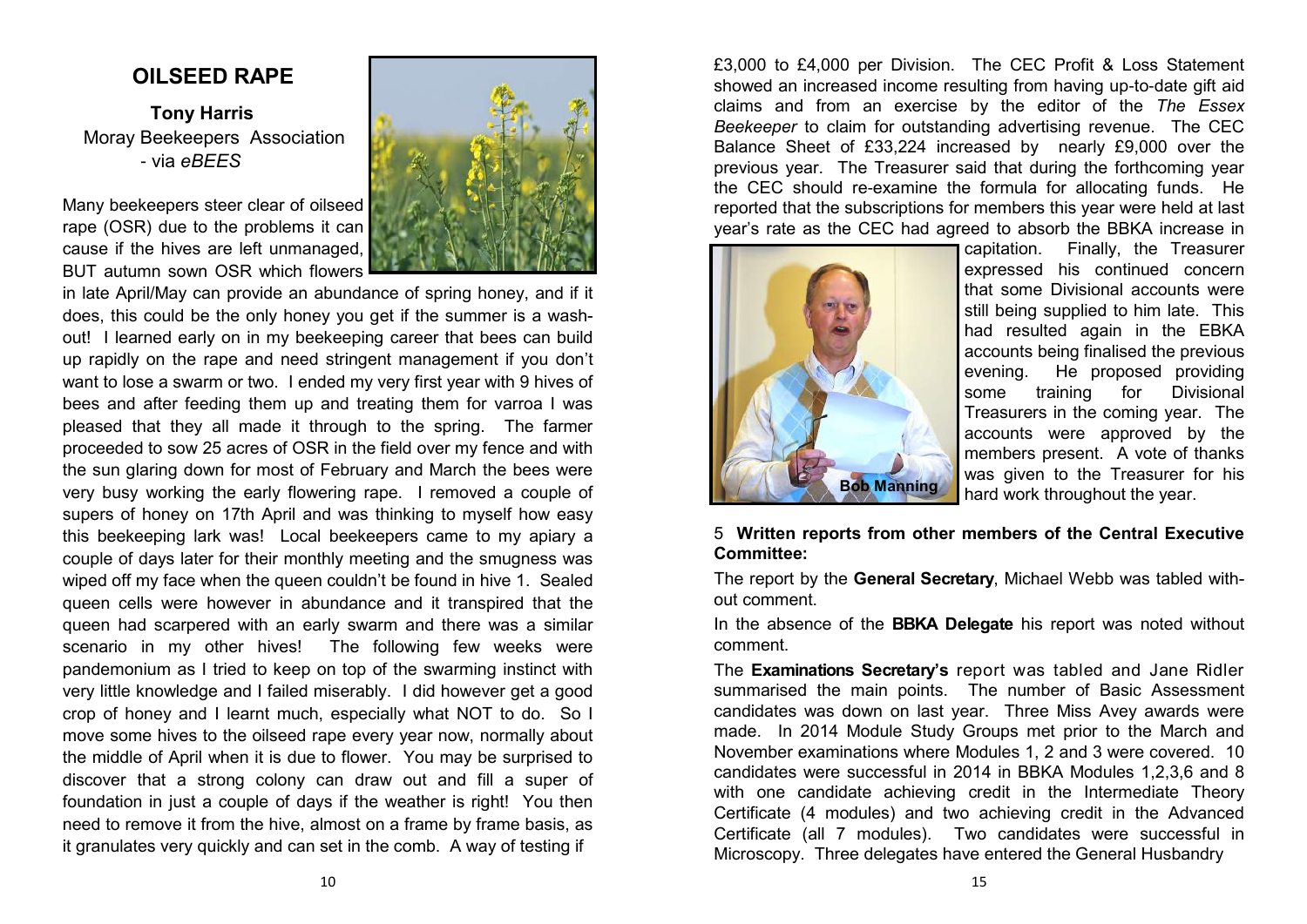## OILSEED RAPE

**Tony Harris**
Moray Beekeepers Association
- via *eBEES*

Many beekeepers steer clear of oilseed rape (OSR) due to the problems it can cause if the hives are left unmanaged, BUT autumn sown OSR which flowers in late April/May can provide an abundance of spring honey, and if it does, this could be the only honey you get if the summer is a wash-out! I learned early on in my beekeeping career that bees can build up rapidly on the rape and need stringent management if you don't want to lose a swarm or two. I ended my very first year with 9 hives of bees and after feeding them up and treating them for varroa I was pleased that they all made it through to the spring. The farmer proceeded to sow 25 acres of OSR in the field over my fence and with the sun glaring down for most of February and March the bees were very busy working the early flowering rape. I removed a couple of supers of honey on 17th April and was thinking to myself how easy this beekeeping lark was! Local beekeepers came to my apiary a couple of days later for their monthly meeting and the smugness was wiped off my face when the queen couldn't be found in hive 1. Sealed queen cells were however in abundance and it transpired that the queen had scarpered with an early swarm and there was a similar scenario in my other hives! The following few weeks were pandemonium as I tried to keep on top of the swarming instinct with very little knowledge and I failed miserably. I did however get a good crop of honey and I learnt much, especially what NOT to do. So I move some hives to the oilseed rape every year now, normally about the middle of April when it is due to flower. You may be surprised to discover that a strong colony can draw out and fill a super of foundation in just a couple of days if the weather is right! You then need to remove it from the hive, almost on a frame by frame basis, as it granulates very quickly and can set in the comb. A way of testing if

£3,000 to £4,000 per Division. The CEC Profit & Loss Statement showed an increased income resulting from having up-to-date gift aid claims and from an exercise by the editor of the *The Essex Beekeeper* to claim for outstanding advertising revenue. The CEC Balance Sheet of £33,224 increased by nearly £9,000 over the previous year. The Treasurer said that during the forthcoming year the CEC should re-examine the formula for allocating funds. He reported that the subscriptions for members this year were held at last year's rate as the CEC had agreed to absorb the BBKA increase in capitation. Finally, the Treasurer expressed his continued concern that some Divisional accounts were still being supplied to him late. This had resulted again in the EBKA accounts being finalised the previous evening. He proposed providing some training for Divisional Treasurers in the coming year. The accounts were approved by the members present. A vote of thanks was given to the Treasurer for his hard work throughout the year.

Bob Manning

5 **Written reports from other members of the Central Executive Committee:**

The report by the **General Secretary**, Michael Webb was tabled without comment.

In the absence of the **BBKA Delegate** his report was noted without comment.

The **Examinations Secretary's** report was tabled and Jane Ridler summarised the main points. The number of Basic Assessment candidates was down on last year. Three Miss Avey awards were made. In 2014 Module Study Groups met prior to the March and November examinations where Modules 1, 2 and 3 were covered. 10 candidates were successful in 2014 in BBKA Modules 1,2,3,6 and 8 with one candidate achieving credit in the Intermediate Theory Certificate (4 modules) and two achieving credit in the Advanced Certificate (all 7 modules). Two candidates were successful in Microscopy. Three delegates have entered the General Husbandry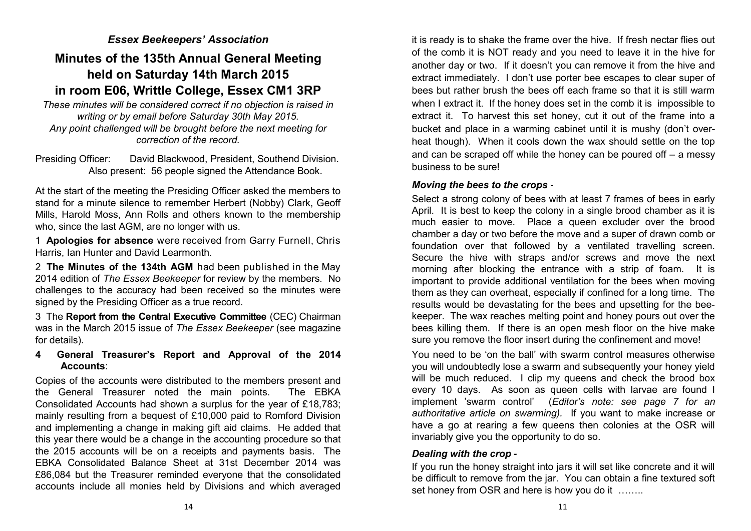*Essex Beekeepers' Association*

# Minutes of the 135th Annual General Meeting held on Saturday 14th March 2015 in room E06, Writtle College, Essex CM1 3RP

*These minutes will be considered correct if no objection is raised in writing or by email before Saturday 30th May 2015. Any point challenged will be brought before the next meeting for correction of the record.*

Presiding Officer: David Blackwood, President, Southend Division.
Also present: 56 people signed the Attendance Book.

At the start of the meeting the Presiding Officer asked the members to stand for a minute silence to remember Herbert (Nobby) Clark, Geoff Mills, Harold Moss, Ann Rolls and others known to the membership who, since the last AGM, are no longer with us.

1 **Apologies for absence** were received from Garry Furnell, Chris Harris, Ian Hunter and David Learmonth.

2 **The Minutes of the 134th AGM** had been published in the May 2014 edition of *The Essex Beekeeper* for review by the members. No challenges to the accuracy had been received so the minutes were signed by the Presiding Officer as a true record.

3 The **Report from the Central Executive Committee** (CEC) Chairman was in the March 2015 issue of *The Essex Beekeeper* (see magazine for details).

**4 General Treasurer's Report and Approval of the 2014 Accounts**:

Copies of the accounts were distributed to the members present and the General Treasurer noted the main points. The EBKA Consolidated Accounts had shown a surplus for the year of £18,783; mainly resulting from a bequest of £10,000 paid to Romford Division and implementing a change in making gift aid claims. He added that this year there would be a change in the accounting procedure so that the 2015 accounts will be on a receipts and payments basis. The EBKA Consolidated Balance Sheet at 31st December 2014 was £86,084 but the Treasurer reminded everyone that the consolidated accounts include all monies held by Divisions and which averaged

it is ready is to shake the frame over the hive. If fresh nectar flies out of the comb it is NOT ready and you need to leave it in the hive for another day or two. If it doesn't you can remove it from the hive and extract immediately. I don't use porter bee escapes to clear super of bees but rather brush the bees off each frame so that it is still warm when I extract it. If the honey does set in the comb it is impossible to extract it. To harvest this set honey, cut it out of the frame into a bucket and place in a warming cabinet until it is mushy (don't over-heat though). When it cools down the wax should settle on the top and can be scraped off while the honey can be poured off – a messy business to be sure!

### *Moving the bees to the crops* -

Select a strong colony of bees with at least 7 frames of bees in early April. It is best to keep the colony in a single brood chamber as it is much easier to move. Place a queen excluder over the brood chamber a day or two before the move and a super of drawn comb or foundation over that followed by a ventilated travelling screen. Secure the hive with straps and/or screws and move the next morning after blocking the entrance with a strip of foam. It is important to provide additional ventilation for the bees when moving them as they can overheat, especially if confined for a long time. The results would be devastating for the bees and upsetting for the bee-keeper. The wax reaches melting point and honey pours out over the bees killing them. If there is an open mesh floor on the hive make sure you remove the floor insert during the confinement and move!

You need to be 'on the ball' with swarm control measures otherwise you will undoubtedly lose a swarm and subsequently your honey yield will be much reduced. I clip my queens and check the brood box every 10 days. As soon as queen cells with larvae are found I implement 'swarm control' (*Editor's note: see page 7 for an authoritative article on swarming).* If you want to make increase or have a go at rearing a few queens then colonies at the OSR will invariably give you the opportunity to do so.

### *Dealing with the crop -*

If you run the honey straight into jars it will set like concrete and it will be difficult to remove from the jar. You can obtain a fine textured soft set honey from OSR and here is how you do it ……..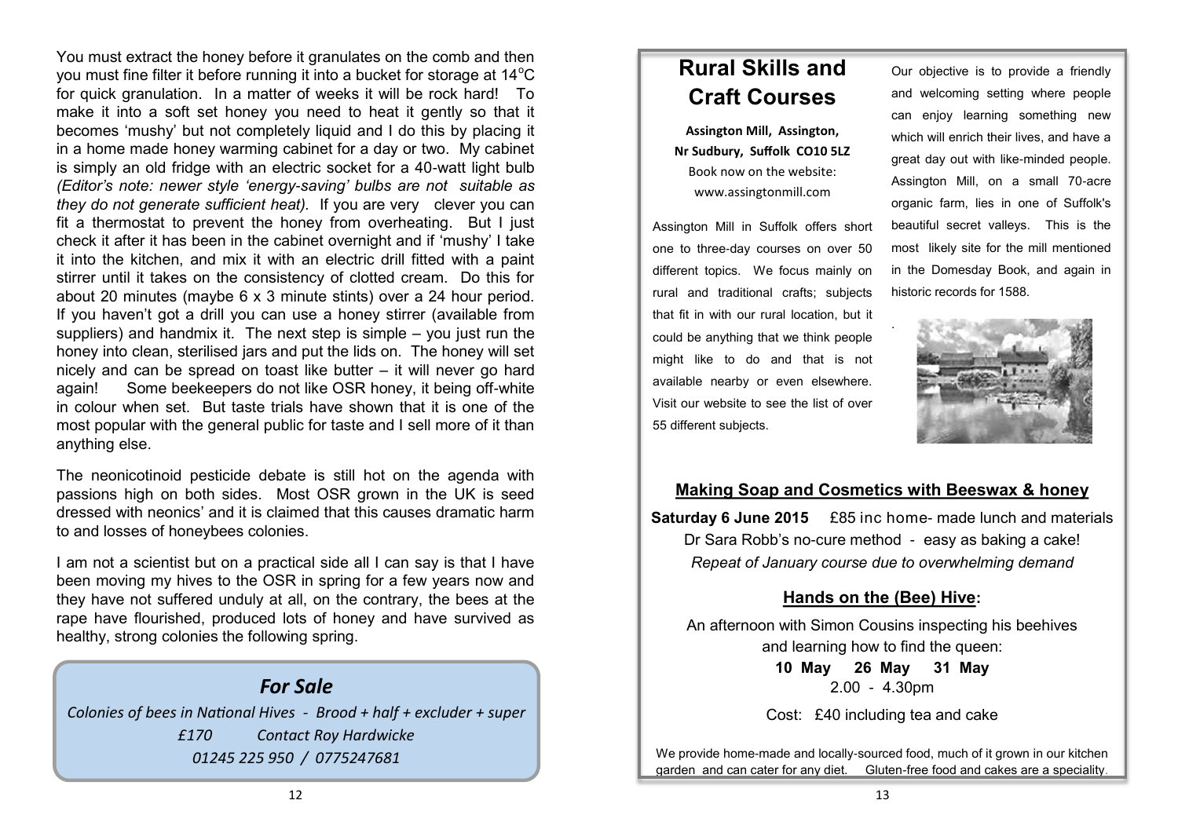You must extract the honey before it granulates on the comb and then you must fine filter it before running it into a bucket for storage at 14°C for quick granulation. In a matter of weeks it will be rock hard! To make it into a soft set honey you need to heat it gently so that it becomes 'mushy' but not completely liquid and I do this by placing it in a home made honey warming cabinet for a day or two. My cabinet is simply an old fridge with an electric socket for a 40-watt light bulb *(Editor's note: newer style 'energy-saving' bulbs are not suitable as they do not generate sufficient heat).* If you are very clever you can fit a thermostat to prevent the honey from overheating. But I just check it after it has been in the cabinet overnight and if 'mushy' I take it into the kitchen, and mix it with an electric drill fitted with a paint stirrer until it takes on the consistency of clotted cream. Do this for about 20 minutes (maybe 6 x 3 minute stints) over a 24 hour period. If you haven't got a drill you can use a honey stirrer (available from suppliers) and handmix it. The next step is simple – you just run the honey into clean, sterilised jars and put the lids on. The honey will set nicely and can be spread on toast like butter – it will never go hard again! Some beekeepers do not like OSR honey, it being off-white in colour when set. But taste trials have shown that it is one of the most popular with the general public for taste and I sell more of it than anything else.

The neonicotinoid pesticide debate is still hot on the agenda with passions high on both sides. Most OSR grown in the UK is seed dressed with neonics' and it is claimed that this causes dramatic harm to and losses of honeybees colonies.

I am not a scientist but on a practical side all I can say is that I have been moving my hives to the OSR in spring for a few years now and they have not suffered unduly at all, on the contrary, the bees at the rape have flourished, produced lots of honey and have survived as healthy, strong colonies the following spring.

## *For Sale*

*Colonies of bees in National Hives - Brood + half + excluder + super*

*£170 Contact Roy Hardwicke*

*01245 225 950 / 0775247681*

# Rural Skills and Craft Courses

**Assington Mill, Assington, Nr Sudbury, Suffolk CO10 5LZ**

Book now on the website: www.assingtonmill.com

Assington Mill in Suffolk offers short one to three-day courses on over 50 different topics. We focus mainly on rural and traditional crafts; subjects that fit in with our rural location, but it could be anything that we think people might like to do and that is not available nearby or even elsewhere. Visit our website to see the list of over 55 different subjects.

Our objective is to provide a friendly and welcoming setting where people can enjoy learning something new which will enrich their lives, and have a great day out with like-minded people. Assington Mill, on a small 70-acre organic farm, lies in one of Suffolk's beautiful secret valleys. This is the most likely site for the mill mentioned in the Domesday Book, and again in historic records for 1588.

### Making Soap and Cosmetics with Beeswax & honey

**Saturday 6 June 2015** £85 inc home- made lunch and materials

Dr Sara Robb's no-cure method - easy as baking a cake!

*Repeat of January course due to overwhelming demand*

### Hands on the (Bee) Hive:

An afternoon with Simon Cousins inspecting his beehives and learning how to find the queen:

**10 May 26 May 31 May**

2.00 - 4.30pm

Cost: £40 including tea and cake

We provide home-made and locally-sourced food, much of it grown in our kitchen garden and can cater for any diet. Gluten-free food and cakes are a speciality.